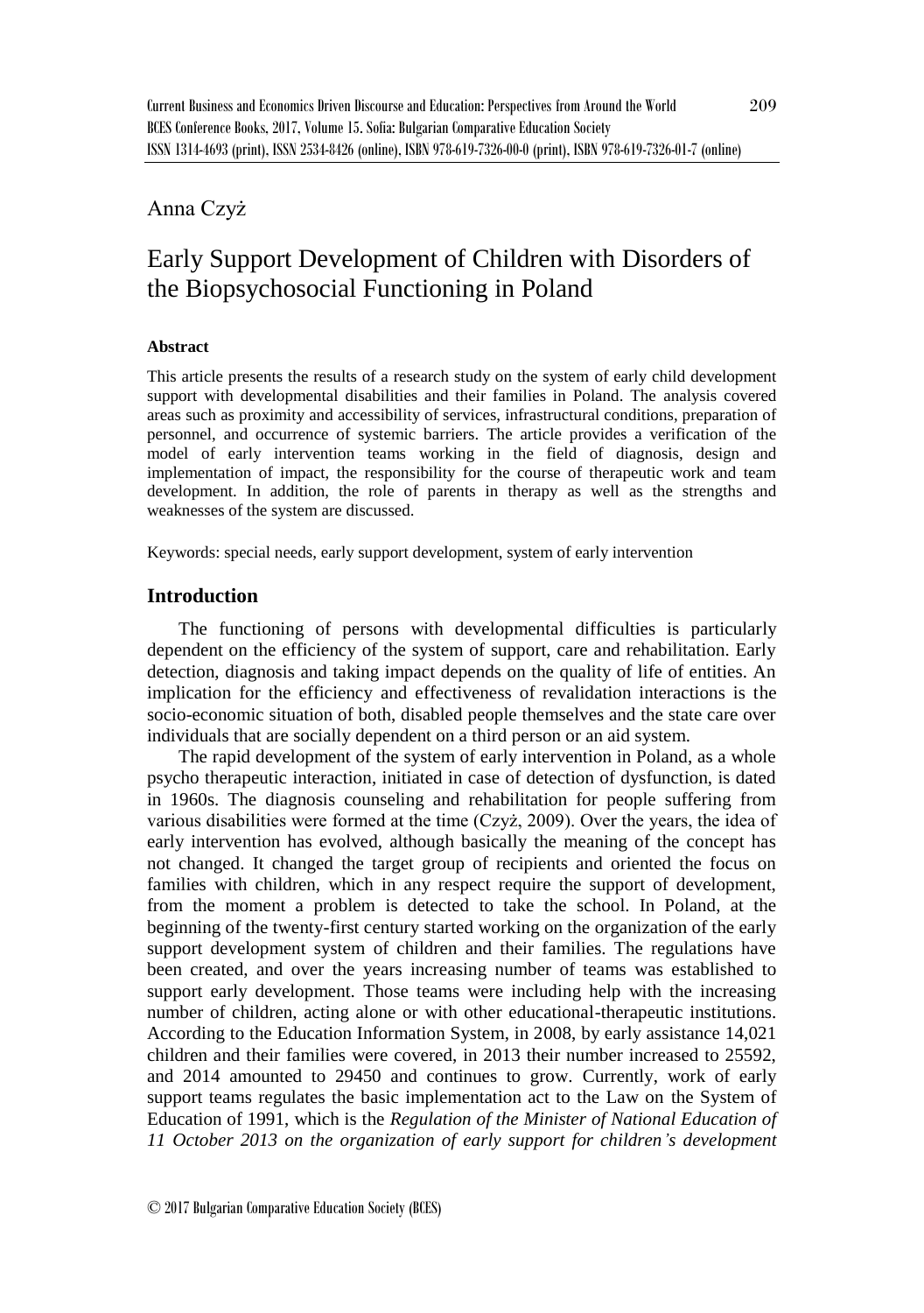Anna Czyż

# Early Support Development of Children with Disorders of the Biopsychosocial Functioning in Poland

**Abstract**

This article presents the results of a research study on the system of early child development support with developmental disabilities and their families in Poland. The analysis covered areas such as proximity and accessibility of services, infrastructural conditions, preparation of personnel, and occurrence of systemic barriers. The article provides a verification of the model of early intervention teams working in the field of diagnosis, design and implementation of impact, the responsibility for the course of therapeutic work and team development. In addition, the role of parents in therapy as well as the strengths and weaknesses of the system are discussed.

Keywords: special needs, early support development, system of early intervention

## Introduction

The functioning of persons with developmental difficulties is particularly dependent on the efficiency of the system of support, care and rehabilitation. Early detection, diagnosis and taking impact depends on the quality of life of entities. An implication for the efficiency and effectiveness of revalidation interactions is the socio-economic situation of both, disabled people themselves and the state care over individuals that are socially dependent on a third person or an aid system.

The rapid development of the system of early intervention in Poland, as a whole psycho therapeutic interaction, initiated in case of detection of dysfunction, is dated in 1960s. The diagnosis counseling and rehabilitation for people suffering from various disabilities were formed at the time (Czyż, 2009). Over the years, the idea of early intervention has evolved, although basically the meaning of the concept has not changed. It changed the target group of recipients and oriented the focus on families with children, which in any respect require the support of development, from the moment a problem is detected to take the school. In Poland, at the beginning of the twenty-first century started working on the organization of the early support development system of children and their families. The regulations have been created, and over the years increasing number of teams was established to support early development. Those teams were including help with the increasing number of children, acting alone or with other educational-therapeutic institutions. According to the Education Information System, in 2008, by early assistance 14,021 children and their families were covered, in 2013 their number increased to 25592, and 2014 amounted to 29450 and continues to grow. Currently, work of early support teams regulates the basic implementation act to the Law on the System of Education of 1991, which is the *Regulation of the Minister of National Education of 11 October 2013 on the organization of early support for children's development*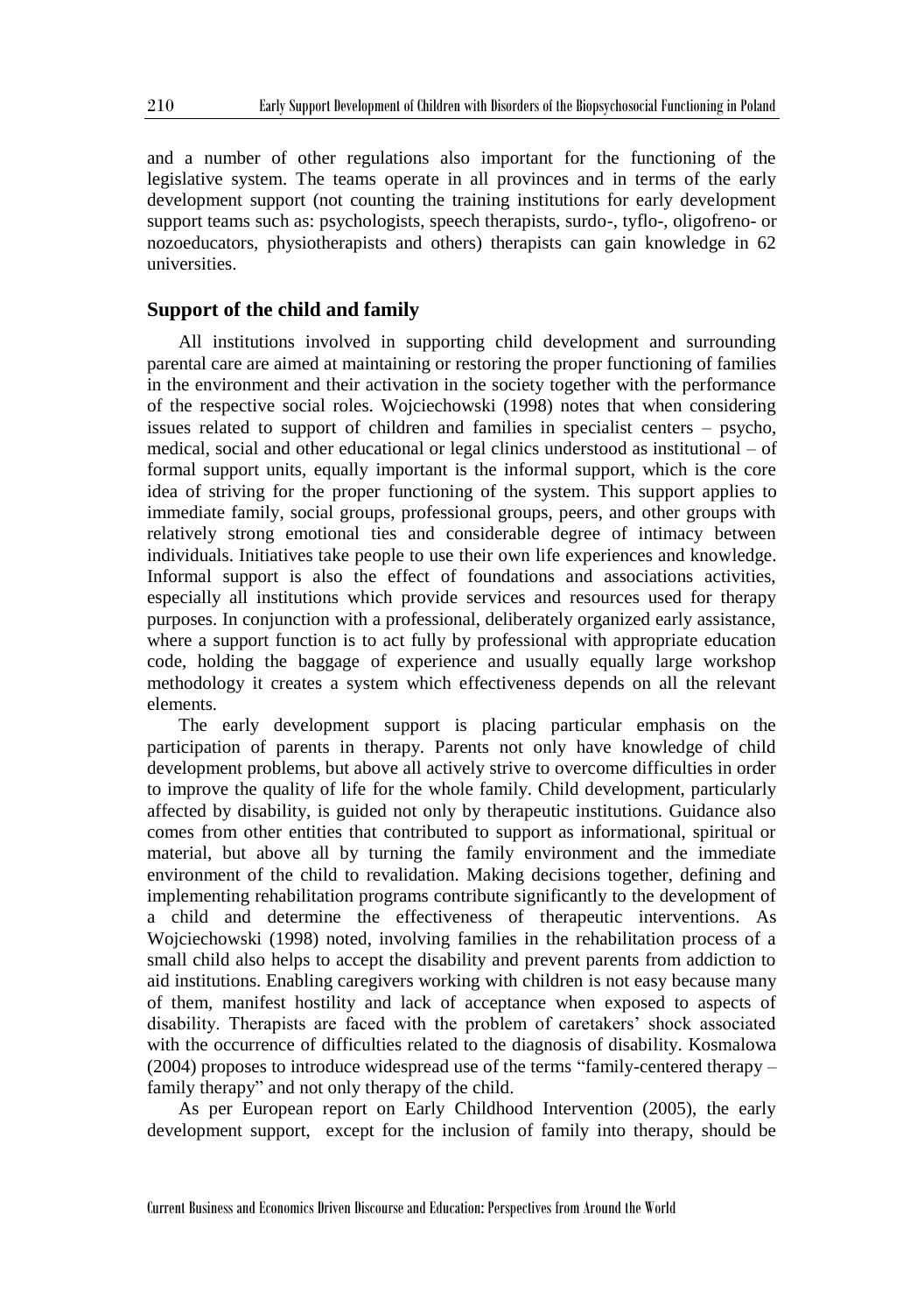and a number of other regulations also important for the functioning of the legislative system. The teams operate in all provinces and in terms of the early development support (not counting the training institutions for early development support teams such as: psychologists, speech therapists, surdo-, tyflo-, oligofreno- or nozoeducators, physiotherapists and others) therapists can gain knowledge in 62 universities.

## Support of the child and family

All institutions involved in supporting child development and surrounding parental care are aimed at maintaining or restoring the proper functioning of families in the environment and their activation in the society together with the performance of the respective social roles. Wojciechowski (1998) notes that when considering issues related to support of children and families in specialist centers – psycho, medical, social and other educational or legal clinics understood as institutional – of formal support units, equally important is the informal support, which is the core idea of striving for the proper functioning of the system. This support applies to immediate family, social groups, professional groups, peers, and other groups with relatively strong emotional ties and considerable degree of intimacy between individuals. Initiatives take people to use their own life experiences and knowledge. Informal support is also the effect of foundations and associations activities, especially all institutions which provide services and resources used for therapy purposes. In conjunction with a professional, deliberately organized early assistance, where a support function is to act fully by professional with appropriate education code, holding the baggage of experience and usually equally large workshop methodology it creates a system which effectiveness depends on all the relevant elements.

The early development support is placing particular emphasis on the participation of parents in therapy. Parents not only have knowledge of child development problems, but above all actively strive to overcome difficulties in order to improve the quality of life for the whole family. Child development, particularly affected by disability, is guided not only by therapeutic institutions. Guidance also comes from other entities that contributed to support as informational, spiritual or material, but above all by turning the family environment and the immediate environment of the child to revalidation. Making decisions together, defining and implementing rehabilitation programs contribute significantly to the development of a child and determine the effectiveness of therapeutic interventions. As Wojciechowski (1998) noted, involving families in the rehabilitation process of a small child also helps to accept the disability and prevent parents from addiction to aid institutions. Enabling caregivers working with children is not easy because many of them, manifest hostility and lack of acceptance when exposed to aspects of disability. Therapists are faced with the problem of caretakers' shock associated with the occurrence of difficulties related to the diagnosis of disability. Kosmalowa (2004) proposes to introduce widespread use of the terms "family-centered therapy – family therapy" and not only therapy of the child.

As per European report on Early Childhood Intervention (2005), the early development support, except for the inclusion of family into therapy, should be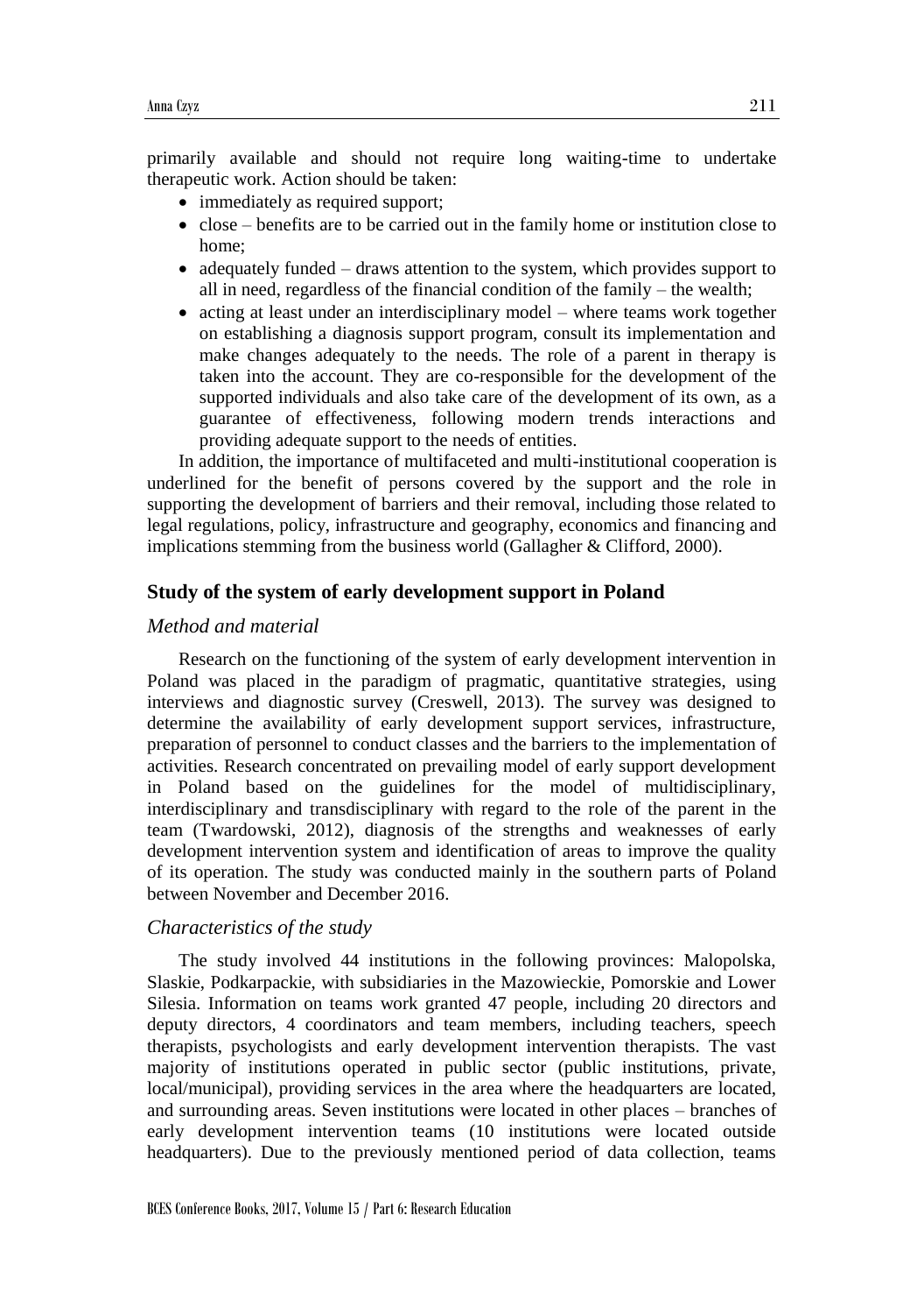primarily available and should not require long waiting-time to undertake therapeutic work. Action should be taken:

- immediately as required support;
- close – benefits are to be carried out in the family home or institution close to home;
- adequately funded – draws attention to the system, which provides support to all in need, regardless of the financial condition of the family – the wealth;
- acting at least under an interdisciplinary model – where teams work together on establishing a diagnosis support program, consult its implementation and make changes adequately to the needs. The role of a parent in therapy is taken into the account. They are co-responsible for the development of the supported individuals and also take care of the development of its own, as a guarantee of effectiveness, following modern trends interactions and providing adequate support to the needs of entities.

In addition, the importance of multifaceted and multi-institutional cooperation is underlined for the benefit of persons covered by the support and the role in supporting the development of barriers and their removal, including those related to legal regulations, policy, infrastructure and geography, economics and financing and implications stemming from the business world (Gallagher & Clifford, 2000).

## Study of the system of early development support in Poland

### *Method and material*

Research on the functioning of the system of early development intervention in Poland was placed in the paradigm of pragmatic, quantitative strategies, using interviews and diagnostic survey (Creswell, 2013). The survey was designed to determine the availability of early development support services, infrastructure, preparation of personnel to conduct classes and the barriers to the implementation of activities. Research concentrated on prevailing model of early support development in Poland based on the guidelines for the model of multidisciplinary, interdisciplinary and transdisciplinary with regard to the role of the parent in the team (Twardowski, 2012), diagnosis of the strengths and weaknesses of early development intervention system and identification of areas to improve the quality of its operation. The study was conducted mainly in the southern parts of Poland between November and December 2016.

### *Characteristics of the study*

The study involved 44 institutions in the following provinces: Malopolska, Slaskie, Podkarpackie, with subsidiaries in the Mazowieckie, Pomorskie and Lower Silesia. Information on teams work granted 47 people, including 20 directors and deputy directors, 4 coordinators and team members, including teachers, speech therapists, psychologists and early development intervention therapists. The vast majority of institutions operated in public sector (public institutions, private, local/municipal), providing services in the area where the headquarters are located, and surrounding areas. Seven institutions were located in other places – branches of early development intervention teams (10 institutions were located outside headquarters). Due to the previously mentioned period of data collection, teams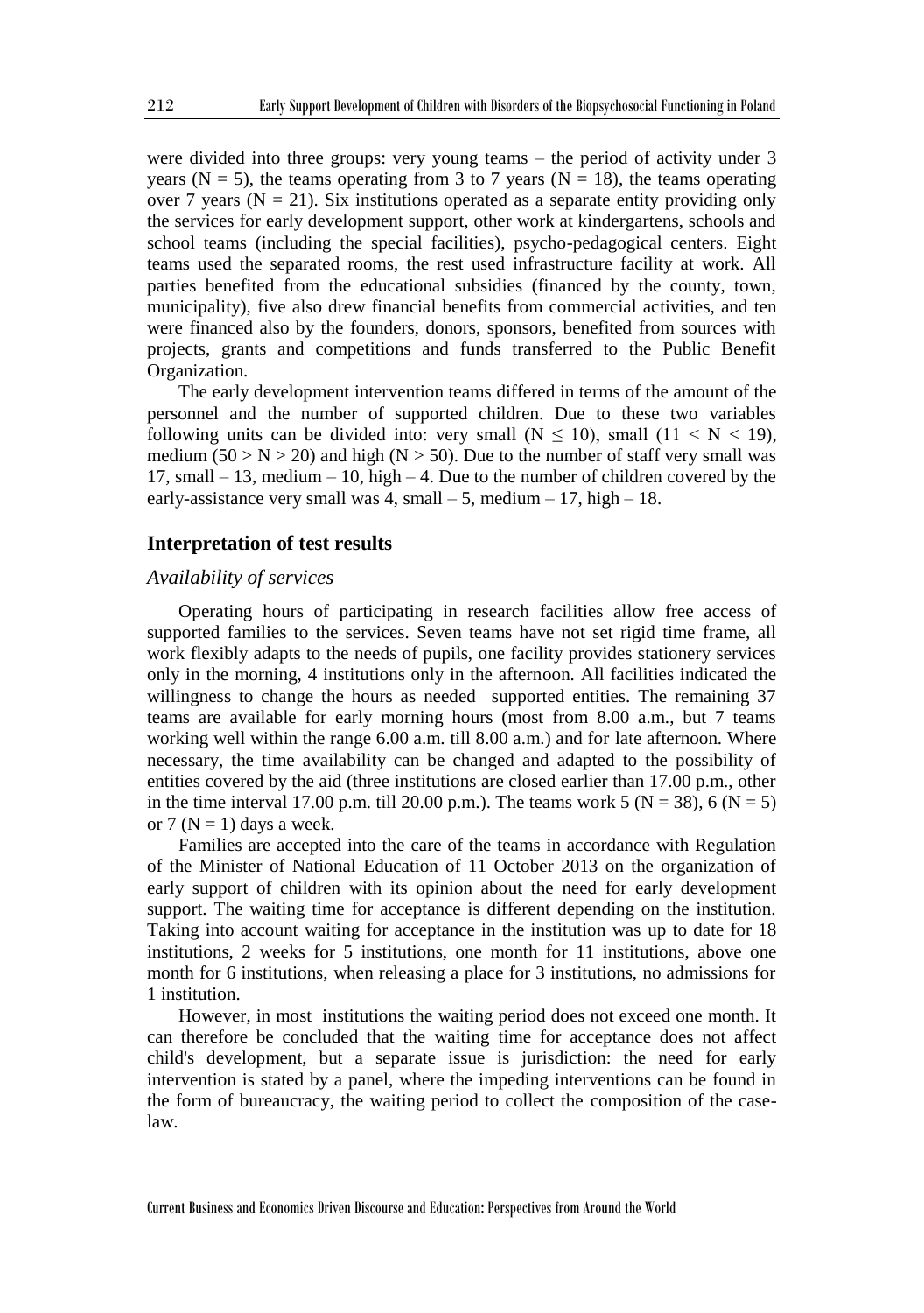were divided into three groups: very young teams – the period of activity under 3 years ($N = 5$), the teams operating from 3 to 7 years ($N = 18$), the teams operating over 7 years ($N = 21$). Six institutions operated as a separate entity providing only the services for early development support, other work at kindergartens, schools and school teams (including the special facilities), psycho-pedagogical centers. Eight teams used the separated rooms, the rest used infrastructure facility at work. All parties benefited from the educational subsidies (financed by the county, town, municipality), five also drew financial benefits from commercial activities, and ten were financed also by the founders, donors, sponsors, benefited from sources with projects, grants and competitions and funds transferred to the Public Benefit Organization.

The early development intervention teams differed in terms of the amount of the personnel and the number of supported children. Due to these two variables following units can be divided into: very small ($N \leq 10$), small ($11 < N < 19$), medium ($50 > N > 20$) and high ($N > 50$). Due to the number of staff very small was 17, small – 13, medium – 10, high – 4. Due to the number of children covered by the early-assistance very small was 4, small – 5, medium – 17, high – 18.

## Interpretation of test results

### *Availability of services*

Operating hours of participating in research facilities allow free access of supported families to the services. Seven teams have not set rigid time frame, all work flexibly adapts to the needs of pupils, one facility provides stationery services only in the morning, 4 institutions only in the afternoon. All facilities indicated the willingness to change the hours as needed supported entities. The remaining 37 teams are available for early morning hours (most from 8.00 a.m., but 7 teams working well within the range 6.00 a.m. till 8.00 a.m.) and for late afternoon. Where necessary, the time availability can be changed and adapted to the possibility of entities covered by the aid (three institutions are closed earlier than 17.00 p.m., other in the time interval 17.00 p.m. till 20.00 p.m.). The teams work 5 ($N = 38$), 6 ($N = 5$) or 7 ($N = 1$) days a week.

Families are accepted into the care of the teams in accordance with Regulation of the Minister of National Education of 11 October 2013 on the organization of early support of children with its opinion about the need for early development support. The waiting time for acceptance is different depending on the institution. Taking into account waiting for acceptance in the institution was up to date for 18 institutions, 2 weeks for 5 institutions, one month for 11 institutions, above one month for 6 institutions, when releasing a place for 3 institutions, no admissions for 1 institution.

However, in most institutions the waiting period does not exceed one month. It can therefore be concluded that the waiting time for acceptance does not affect child's development, but a separate issue is jurisdiction: the need for early intervention is stated by a panel, where the impeding interventions can be found in the form of bureaucracy, the waiting period to collect the composition of the case-law.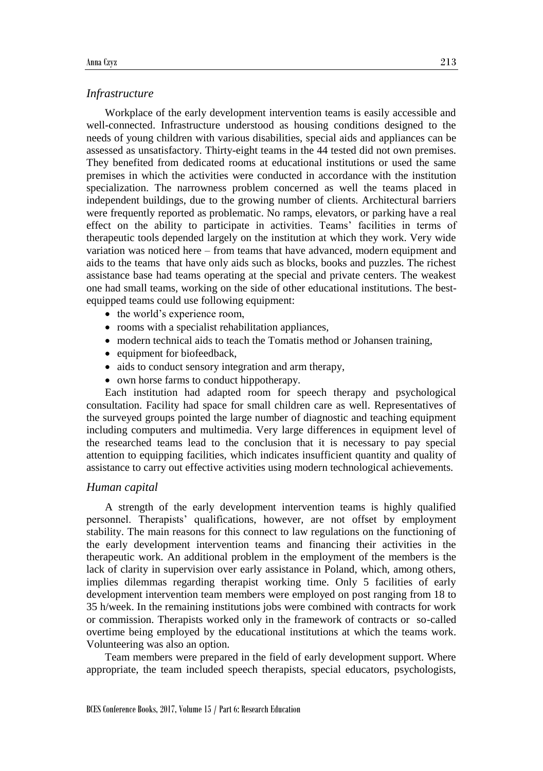### *Infrastructure*

Workplace of the early development intervention teams is easily accessible and well-connected. Infrastructure understood as housing conditions designed to the needs of young children with various disabilities, special aids and appliances can be assessed as unsatisfactory. Thirty-eight teams in the 44 tested did not own premises. They benefited from dedicated rooms at educational institutions or used the same premises in which the activities were conducted in accordance with the institution specialization. The narrowness problem concerned as well the teams placed in independent buildings, due to the growing number of clients. Architectural barriers were frequently reported as problematic. No ramps, elevators, or parking have a real effect on the ability to participate in activities. Teams' facilities in terms of therapeutic tools depended largely on the institution at which they work. Very wide variation was noticed here – from teams that have advanced, modern equipment and aids to the teams that have only aids such as blocks, books and puzzles. The richest assistance base had teams operating at the special and private centers. The weakest one had small teams, working on the side of other educational institutions. The best-equipped teams could use following equipment:

- the world's experience room,
- rooms with a specialist rehabilitation appliances,
- modern technical aids to teach the Tomatis method or Johansen training,
- equipment for biofeedback,
- aids to conduct sensory integration and arm therapy,
- own horse farms to conduct hippotherapy.

Each institution had adapted room for speech therapy and psychological consultation. Facility had space for small children care as well. Representatives of the surveyed groups pointed the large number of diagnostic and teaching equipment including computers and multimedia. Very large differences in equipment level of the researched teams lead to the conclusion that it is necessary to pay special attention to equipping facilities, which indicates insufficient quantity and quality of assistance to carry out effective activities using modern technological achievements.

### *Human capital*

A strength of the early development intervention teams is highly qualified personnel. Therapists' qualifications, however, are not offset by employment stability. The main reasons for this connect to law regulations on the functioning of the early development intervention teams and financing their activities in the therapeutic work. An additional problem in the employment of the members is the lack of clarity in supervision over early assistance in Poland, which, among others, implies dilemmas regarding therapist working time. Only 5 facilities of early development intervention team members were employed on post ranging from 18 to 35 h/week. In the remaining institutions jobs were combined with contracts for work or commission. Therapists worked only in the framework of contracts or so-called overtime being employed by the educational institutions at which the teams work. Volunteering was also an option.

Team members were prepared in the field of early development support. Where appropriate, the team included speech therapists, special educators, psychologists,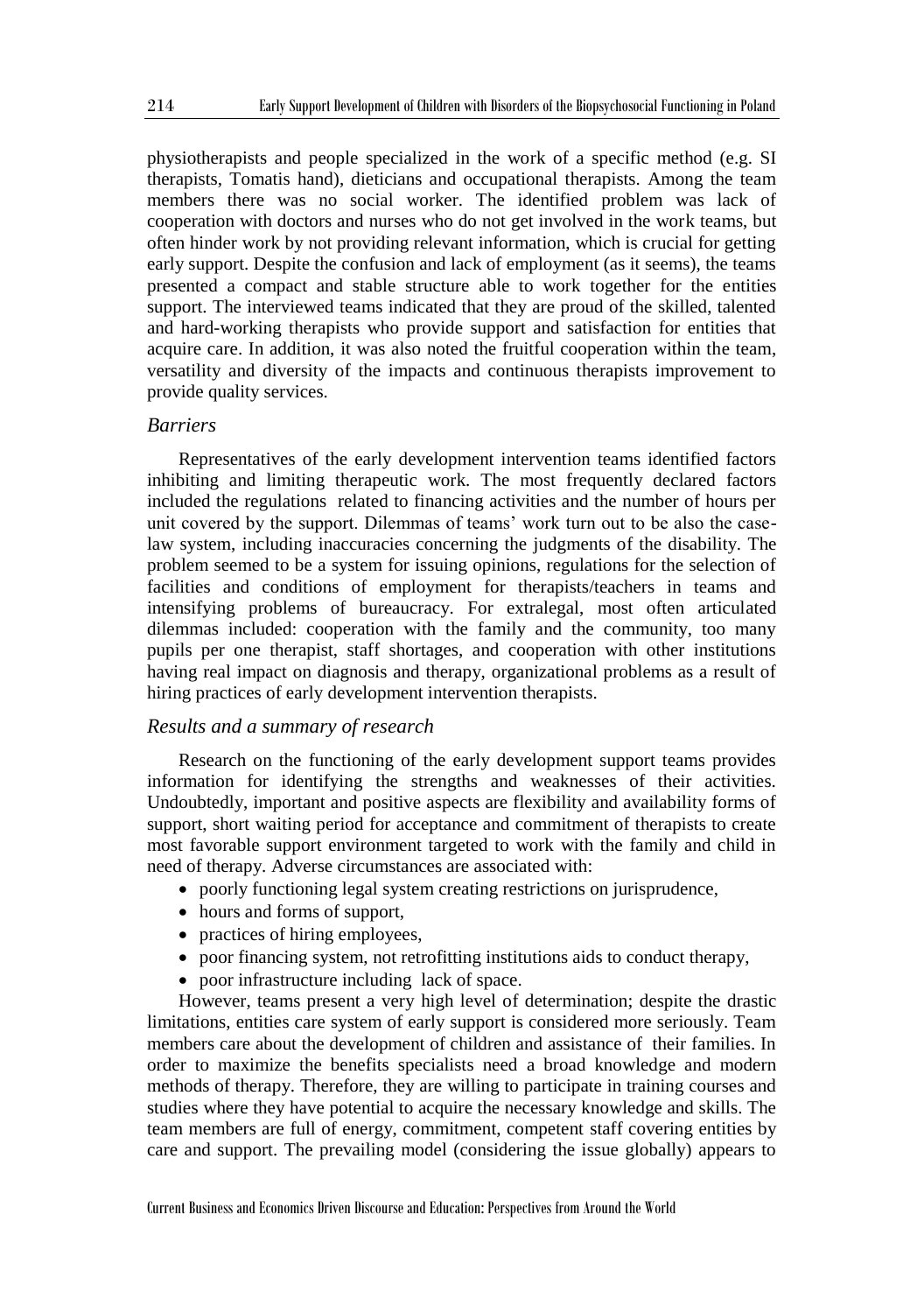physiotherapists and people specialized in the work of a specific method (e.g. SI therapists, Tomatis hand), dieticians and occupational therapists. Among the team members there was no social worker. The identified problem was lack of cooperation with doctors and nurses who do not get involved in the work teams, but often hinder work by not providing relevant information, which is crucial for getting early support. Despite the confusion and lack of employment (as it seems), the teams presented a compact and stable structure able to work together for the entities support. The interviewed teams indicated that they are proud of the skilled, talented and hard-working therapists who provide support and satisfaction for entities that acquire care. In addition, it was also noted the fruitful cooperation within the team, versatility and diversity of the impacts and continuous therapists improvement to provide quality services.

### *Barriers*

Representatives of the early development intervention teams identified factors inhibiting and limiting therapeutic work. The most frequently declared factors included the regulations related to financing activities and the number of hours per unit covered by the support. Dilemmas of teams' work turn out to be also the case-law system, including inaccuracies concerning the judgments of the disability. The problem seemed to be a system for issuing opinions, regulations for the selection of facilities and conditions of employment for therapists/teachers in teams and intensifying problems of bureaucracy. For extralegal, most often articulated dilemmas included: cooperation with the family and the community, too many pupils per one therapist, staff shortages, and cooperation with other institutions having real impact on diagnosis and therapy, organizational problems as a result of hiring practices of early development intervention therapists.

### *Results and a summary of research*

Research on the functioning of the early development support teams provides information for identifying the strengths and weaknesses of their activities. Undoubtedly, important and positive aspects are flexibility and availability forms of support, short waiting period for acceptance and commitment of therapists to create most favorable support environment targeted to work with the family and child in need of therapy. Adverse circumstances are associated with:

- poorly functioning legal system creating restrictions on jurisprudence,
- hours and forms of support,
- practices of hiring employees,
- poor financing system, not retrofitting institutions aids to conduct therapy,
- poor infrastructure including lack of space.

However, teams present a very high level of determination; despite the drastic limitations, entities care system of early support is considered more seriously. Team members care about the development of children and assistance of their families. In order to maximize the benefits specialists need a broad knowledge and modern methods of therapy. Therefore, they are willing to participate in training courses and studies where they have potential to acquire the necessary knowledge and skills. The team members are full of energy, commitment, competent staff covering entities by care and support. The prevailing model (considering the issue globally) appears to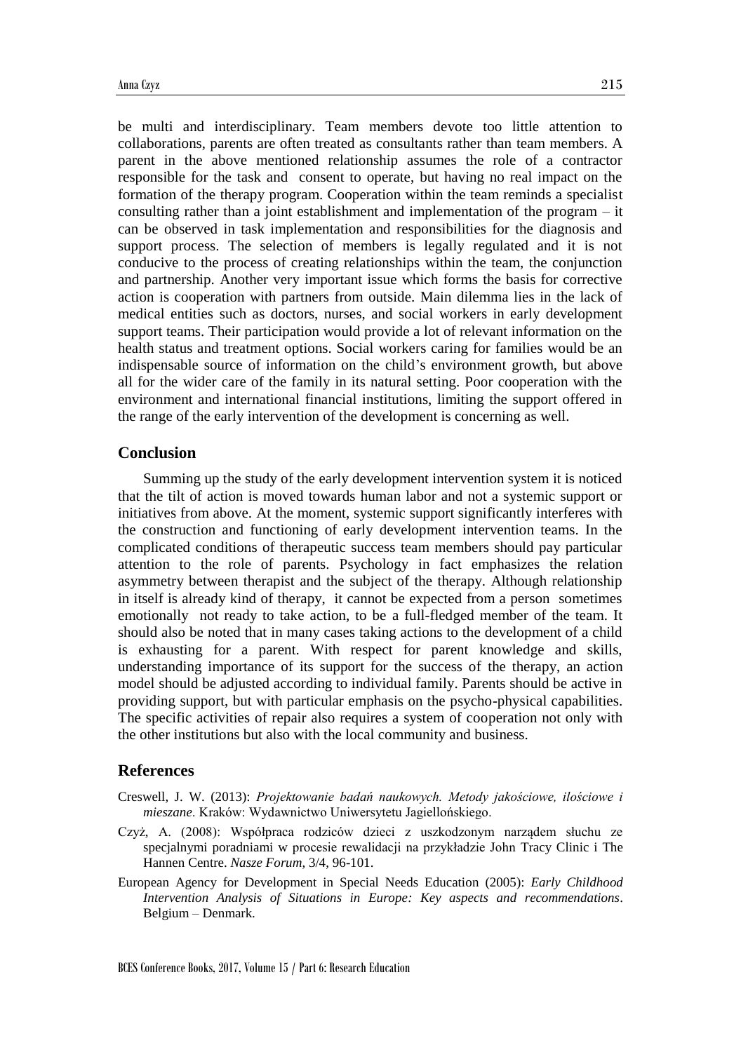be multi and interdisciplinary. Team members devote too little attention to collaborations, parents are often treated as consultants rather than team members. A parent in the above mentioned relationship assumes the role of a contractor responsible for the task and consent to operate, but having no real impact on the formation of the therapy program. Cooperation within the team reminds a specialist consulting rather than a joint establishment and implementation of the program – it can be observed in task implementation and responsibilities for the diagnosis and support process. The selection of members is legally regulated and it is not conducive to the process of creating relationships within the team, the conjunction and partnership. Another very important issue which forms the basis for corrective action is cooperation with partners from outside. Main dilemma lies in the lack of medical entities such as doctors, nurses, and social workers in early development support teams. Their participation would provide a lot of relevant information on the health status and treatment options. Social workers caring for families would be an indispensable source of information on the child's environment growth, but above all for the wider care of the family in its natural setting. Poor cooperation with the environment and international financial institutions, limiting the support offered in the range of the early intervention of the development is concerning as well.

## Conclusion

Summing up the study of the early development intervention system it is noticed that the tilt of action is moved towards human labor and not a systemic support or initiatives from above. At the moment, systemic support significantly interferes with the construction and functioning of early development intervention teams. In the complicated conditions of therapeutic success team members should pay particular attention to the role of parents. Psychology in fact emphasizes the relation asymmetry between therapist and the subject of the therapy. Although relationship in itself is already kind of therapy, it cannot be expected from a person sometimes emotionally not ready to take action, to be a full-fledged member of the team. It should also be noted that in many cases taking actions to the development of a child is exhausting for a parent. With respect for parent knowledge and skills, understanding importance of its support for the success of the therapy, an action model should be adjusted according to individual family. Parents should be active in providing support, but with particular emphasis on the psycho-physical capabilities. The specific activities of repair also requires a system of cooperation not only with the other institutions but also with the local community and business.

## References

Creswell, J. W. (2013): *Projektowanie badań naukowych. Metody jakościowe, ilościowe i mieszane*. Kraków: Wydawnictwo Uniwersytetu Jagiellońskiego.

Czyż, A. (2008): Współpraca rodziców dzieci z uszkodzonym narządem słuchu ze specjalnymi poradniami w procesie rewalidacji na przykładzie John Tracy Clinic i The Hannen Centre. *Nasze Forum*, 3/4, 96-101.

European Agency for Development in Special Needs Education (2005): *Early Childhood Intervention Analysis of Situations in Europe: Key aspects and recommendations*. Belgium – Denmark.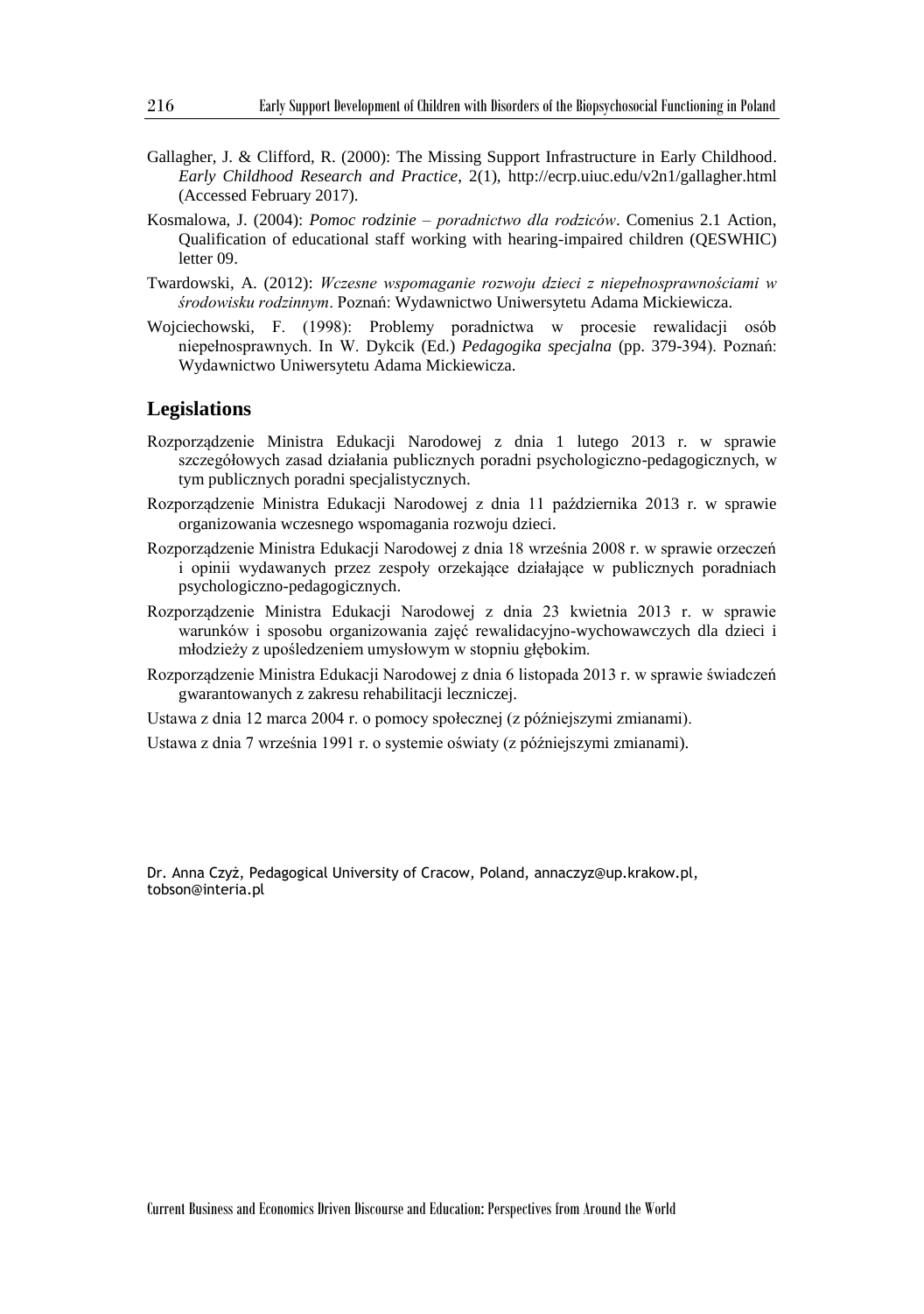Gallagher, J. & Clifford, R. (2000): The Missing Support Infrastructure in Early Childhood. *Early Childhood Research and Practice*, 2(1), http://ecrp.uiuc.edu/v2n1/gallagher.html (Accessed February 2017).

Kosmalowa, J. (2004): *Pomoc rodzinie – poradnictwo dla rodziców*. Comenius 2.1 Action, Qualification of educational staff working with hearing-impaired children (QESWHIC) letter 09.

Twardowski, A. (2012): *Wczesne wspomaganie rozwoju dzieci z niepełnosprawnościami w środowisku rodzinnym*. Poznań: Wydawnictwo Uniwersytetu Adama Mickiewicza.

Wojciechowski, F. (1998): Problemy poradnictwa w procesie rewalidacji osób niepełnosprawnych. In W. Dykcik (Ed.) *Pedagogika specjalna* (pp. 379-394). Poznań: Wydawnictwo Uniwersytetu Adama Mickiewicza.

## Legislations

Rozporządzenie Ministra Edukacji Narodowej z dnia 1 lutego 2013 r. w sprawie szczegółowych zasad działania publicznych poradni psychologiczno-pedagogicznych, w tym publicznych poradni specjalistycznych.

Rozporządzenie Ministra Edukacji Narodowej z dnia 11 października 2013 r. w sprawie organizowania wczesnego wspomagania rozwoju dzieci.

Rozporządzenie Ministra Edukacji Narodowej z dnia 18 września 2008 r. w sprawie orzeczeń i opinii wydawanych przez zespoły orzekające działające w publicznych poradniach psychologiczno-pedagogicznych.

Rozporządzenie Ministra Edukacji Narodowej z dnia 23 kwietnia 2013 r. w sprawie warunków i sposobu organizowania zajęć rewalidacyjno-wychowawczych dla dzieci i młodzieży z upośledzeniem umysłowym w stopniu głębokim.

Rozporządzenie Ministra Edukacji Narodowej z dnia 6 listopada 2013 r. w sprawie świadczeń gwarantowanych z zakresu rehabilitacji leczniczej.

Ustawa z dnia 12 marca 2004 r. o pomocy społecznej (z późniejszymi zmianami).

Ustawa z dnia 7 września 1991 r. o systemie oświaty (z późniejszymi zmianami).

Dr. Anna Czyż, Pedagogical University of Cracow, Poland, annaczyz@up.krakow.pl, tobson@interia.pl